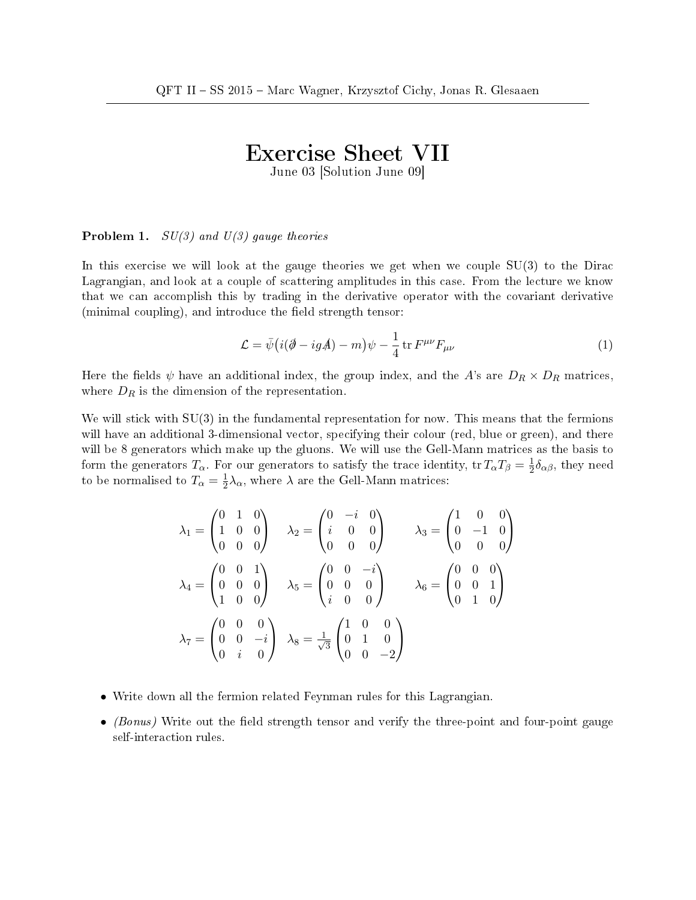# Exercise Sheet VII

June 03 [Solution June 09]

**Problem 1.** *SU(3) and U(3) gauge theories*

In this exercise we will look at the gauge theories we get when we couple SU(3) to the Dirac Lagrangian, and look at a couple of scattering amplitudes in this case. From the lecture we know that we can accomplish this by trading in the derivative operator with the covariant derivative (minimal coupling), and introduce the field strength tensor:

$$\mathcal{L} = \bar{\psi}\big(i(\partial\!\!\!/ - igA\!\!\!/) - m\big)\psi - \frac{1}{4}\operatorname{tr} F^{\mu\nu}F_{\mu\nu} \tag{1}$$

Here the fields $\psi$ have an additional index, the group index, and the $A$'s are $D_R \times D_R$ matrices, where $D_R$ is the dimension of the representation.

We will stick with SU(3) in the fundamental representation for now. This means that the fermions will have an additional 3-dimensional vector, specifying their colour (red, blue or green), and there will be 8 generators which make up the gluons. We will use the Gell-Mann matrices as the basis to form the generators $T_\alpha$. For our generators to satisfy the trace identity, $\operatorname{tr} T_\alpha T_\beta = \frac{1}{2}\delta_{\alpha\beta}$, they need to be normalised to $T_\alpha = \frac{1}{2}\lambda_\alpha$, where $\lambda$ are the Gell-Mann matrices:

$$\lambda_1 = \begin{pmatrix} 0 & 1 & 0 \\ 1 & 0 & 0 \\ 0 & 0 & 0 \end{pmatrix} \quad \lambda_2 = \begin{pmatrix} 0 & -i & 0 \\ i & 0 & 0 \\ 0 & 0 & 0 \end{pmatrix} \quad \lambda_3 = \begin{pmatrix} 1 & 0 & 0 \\ 0 & -1 & 0 \\ 0 & 0 & 0 \end{pmatrix}$$

$$\lambda_4 = \begin{pmatrix} 0 & 0 & 1 \\ 0 & 0 & 0 \\ 1 & 0 & 0 \end{pmatrix} \quad \lambda_5 = \begin{pmatrix} 0 & 0 & -i \\ 0 & 0 & 0 \\ i & 0 & 0 \end{pmatrix} \quad \lambda_6 = \begin{pmatrix} 0 & 0 & 0 \\ 0 & 0 & 1 \\ 0 & 1 & 0 \end{pmatrix}$$

$$\lambda_7 = \begin{pmatrix} 0 & 0 & 0 \\ 0 & 0 & -i \\ 0 & i & 0 \end{pmatrix} \quad \lambda_8 = \frac{1}{\sqrt{3}}\begin{pmatrix} 1 & 0 & 0 \\ 0 & 1 & 0 \\ 0 & 0 & -2 \end{pmatrix}$$

- Write down all the fermion related Feynman rules for this Lagrangian.
- *(Bonus)* Write out the field strength tensor and verify the three-point and four-point gauge self-interaction rules.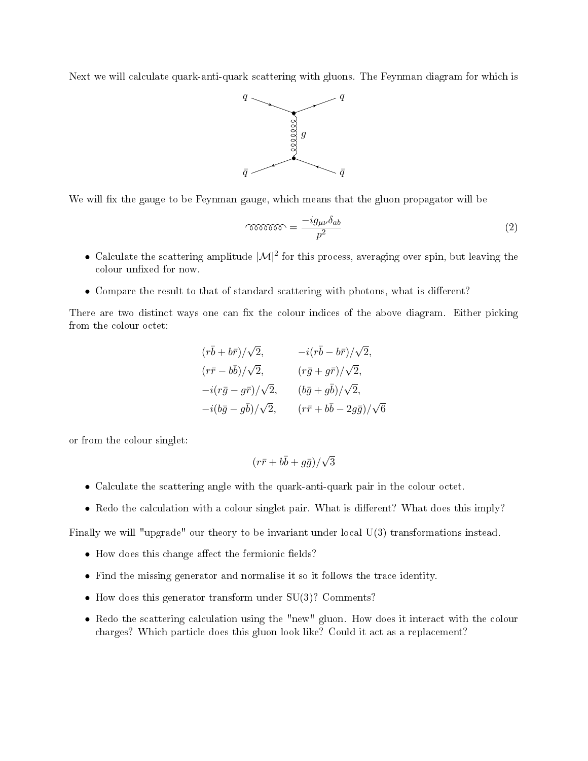Next we will calculate quark-anti-quark scattering with gluons. The Feynman diagram for which is

We will fix the gauge to be Feynman gauge, which means that the gluon propagator will be

$$\text{(gluon line)} = \frac{-ig_{\mu\nu}\delta_{ab}}{p^2} \tag{2}$$

- Calculate the scattering amplitude $|\mathcal{M}|^2$ for this process, averaging over spin, but leaving the colour unfixed for now.
- Compare the result to that of standard scattering with photons, what is different?

There are two distinct ways one can fix the colour indices of the above diagram. Either picking from the colour octet:

$$
\begin{aligned}
&(r\bar{b} + b\bar{r})/\sqrt{2}, && -i(r\bar{b} - b\bar{r})/\sqrt{2}, \\
&(r\bar{r} - b\bar{b})/\sqrt{2}, && (r\bar{g} + g\bar{r})/\sqrt{2}, \\
&-i(r\bar{g} - g\bar{r})/\sqrt{2}, && (b\bar{g} + g\bar{b})/\sqrt{2}, \\
&-i(b\bar{g} - g\bar{b})/\sqrt{2}, && (r\bar{r} + b\bar{b} - 2g\bar{g})/\sqrt{6}
\end{aligned}
$$

or from the colour singlet:

$$(r\bar{r} + b\bar{b} + g\bar{g})/\sqrt{3}$$

- Calculate the scattering angle with the quark-anti-quark pair in the colour octet.
- Redo the calculation with a colour singlet pair. What is different? What does this imply?

Finally we will "upgrade" our theory to be invariant under local U(3) transformations instead.

- How does this change affect the fermionic fields?
- Find the missing generator and normalise it so it follows the trace identity.
- How does this generator transform under SU(3)? Comments?
- Redo the scattering calculation using the "new" gluon. How does it interact with the colour charges? Which particle does this gluon look like? Could it act as a replacement?